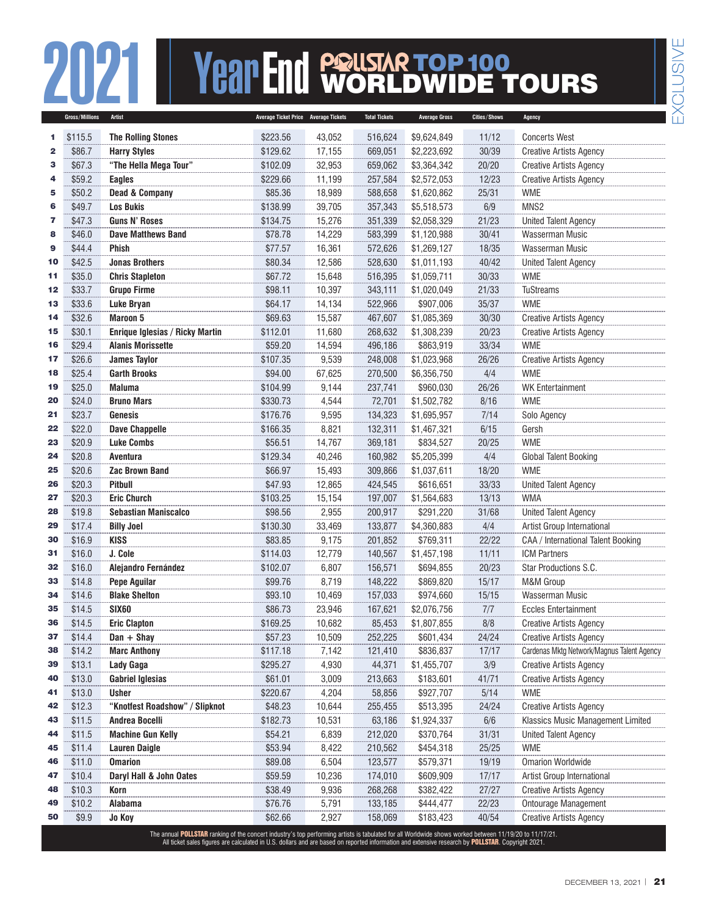# 2021 Year End POLLSTAR TOP 100 WORLDWIDE TOURS

EXCLUSIVE

| | Gross/Millions | Artist | Average Ticket Price | Average Tickets | Total Tickets | Average Gross | Cities/Shows | Agency |
|---|---|---|---|---|---|---|---|---|
| 1 | $115.5 | The Rolling Stones | $223.56 | 43,052 | 516,624 | $9,624,849 | 11/12 | Concerts West |
| 2 | $86.7 | Harry Styles | $129.62 | 17,155 | 669,051 | $2,223,692 | 30/39 | Creative Artists Agency |
| 3 | $67.3 | "The Hella Mega Tour" | $102.09 | 32,953 | 659,062 | $3,364,342 | 20/20 | Creative Artists Agency |
| 4 | $59.2 | Eagles | $229.66 | 11,199 | 257,584 | $2,572,053 | 12/23 | Creative Artists Agency |
| 5 | $50.2 | Dead & Company | $85.36 | 18,989 | 588,658 | $1,620,862 | 25/31 | WME |
| 6 | $49.7 | Los Bukis | $138.99 | 39,705 | 357,343 | $5,518,573 | 6/9 | MNS2 |
| 7 | $47.3 | Guns N' Roses | $134.75 | 15,276 | 351,339 | $2,058,329 | 21/23 | United Talent Agency |
| 8 | $46.0 | Dave Matthews Band | $78.78 | 14,229 | 583,399 | $1,120,988 | 30/41 | Wasserman Music |
| 9 | $44.4 | Phish | $77.57 | 16,361 | 572,626 | $1,269,127 | 18/35 | Wasserman Music |
| 10 | $42.5 | Jonas Brothers | $80.34 | 12,586 | 528,630 | $1,011,193 | 40/42 | United Talent Agency |
| 11 | $35.0 | Chris Stapleton | $67.72 | 15,648 | 516,395 | $1,059,711 | 30/33 | WME |
| 12 | $33.7 | Grupo Firme | $98.11 | 10,397 | 343,111 | $1,020,049 | 21/33 | TuStreams |
| 13 | $33.6 | Luke Bryan | $64.17 | 14,134 | 522,966 | $907,006 | 35/37 | WME |
| 14 | $32.6 | Maroon 5 | $69.63 | 15,587 | 467,607 | $1,085,369 | 30/30 | Creative Artists Agency |
| 15 | $30.1 | Enrique Iglesias / Ricky Martin | $112.01 | 11,680 | 268,632 | $1,308,239 | 20/23 | Creative Artists Agency |
| 16 | $29.4 | Alanis Morissette | $59.20 | 14,594 | 496,186 | $863,919 | 33/34 | WME |
| 17 | $26.6 | James Taylor | $107.35 | 9,539 | 248,008 | $1,023,968 | 26/26 | Creative Artists Agency |
| 18 | $25.4 | Garth Brooks | $94.00 | 67,625 | 270,500 | $6,356,750 | 4/4 | WME |
| 19 | $25.0 | Maluma | $104.99 | 9,144 | 237,741 | $960,030 | 26/26 | WK Entertainment |
| 20 | $24.0 | Bruno Mars | $330.73 | 4,544 | 72,701 | $1,502,782 | 8/16 | WME |
| 21 | $23.7 | Genesis | $176.76 | 9,595 | 134,323 | $1,695,957 | 7/14 | Solo Agency |
| 22 | $22.0 | Dave Chappelle | $166.35 | 8,821 | 132,311 | $1,467,321 | 6/15 | Gersh |
| 23 | $20.9 | Luke Combs | $56.51 | 14,767 | 369,181 | $834,527 | 20/25 | WME |
| 24 | $20.8 | Aventura | $129.34 | 40,246 | 160,982 | $5,205,399 | 4/4 | Global Talent Booking |
| 25 | $20.6 | Zac Brown Band | $66.97 | 15,493 | 309,866 | $1,037,611 | 18/20 | WME |
| 26 | $20.3 | Pitbull | $47.93 | 12,865 | 424,545 | $616,651 | 33/33 | United Talent Agency |
| 27 | $20.3 | Eric Church | $103.25 | 15,154 | 197,007 | $1,564,683 | 13/13 | WMA |
| 28 | $19.8 | Sebastian Maniscalco | $98.56 | 2,955 | 200,917 | $291,220 | 31/68 | United Talent Agency |
| 29 | $17.4 | Billy Joel | $130.30 | 33,469 | 133,877 | $4,360,883 | 4/4 | Artist Group International |
| 30 | $16.9 | KISS | $83.85 | 9,175 | 201,852 | $769,311 | 22/22 | CAA / International Talent Booking |
| 31 | $16.0 | J. Cole | $114.03 | 12,779 | 140,567 | $1,457,198 | 11/11 | ICM Partners |
| 32 | $16.0 | Alejandro Fernández | $102.07 | 6,807 | 156,571 | $694,855 | 20/23 | Star Productions S.C. |
| 33 | $14.8 | Pepe Aguilar | $99.76 | 8,719 | 148,222 | $869,820 | 15/17 | M&M Group |
| 34 | $14.6 | Blake Shelton | $93.10 | 10,469 | 157,033 | $974,660 | 15/15 | Wasserman Music |
| 35 | $14.5 | SIX60 | $86.73 | 23,946 | 167,621 | $2,076,756 | 7/7 | Eccles Entertainment |
| 36 | $14.5 | Eric Clapton | $169.25 | 10,682 | 85,453 | $1,807,855 | 8/8 | Creative Artists Agency |
| 37 | $14.4 | Dan + Shay | $57.23 | 10,509 | 252,225 | $601,434 | 24/24 | Creative Artists Agency |
| 38 | $14.2 | Marc Anthony | $117.18 | 7,142 | 121,410 | $836,837 | 17/17 | Cardenas Mktg Network/Magnus Talent Agency |
| 39 | $13.1 | Lady Gaga | $295.27 | 4,930 | 44,371 | $1,455,707 | 3/9 | Creative Artists Agency |
| 40 | $13.0 | Gabriel Iglesias | $61.01 | 3,009 | 213,663 | $183,601 | 41/71 | Creative Artists Agency |
| 41 | $13.0 | Usher | $220.67 | 4,204 | 58,856 | $927,707 | 5/14 | WME |
| 42 | $12.3 | "Knotfest Roadshow" / Slipknot | $48.23 | 10,644 | 255,455 | $513,395 | 24/24 | Creative Artists Agency |
| 43 | $11.5 | Andrea Bocelli | $182.73 | 10,531 | 63,186 | $1,924,337 | 6/6 | Klassics Music Management Limited |
| 44 | $11.5 | Machine Gun Kelly | $54.21 | 6,839 | 212,020 | $370,764 | 31/31 | United Talent Agency |
| 45 | $11.4 | Lauren Daigle | $53.94 | 8,422 | 210,562 | $454,318 | 25/25 | WME |
| 46 | $11.0 | Omarion | $89.08 | 6,504 | 123,577 | $579,371 | 19/19 | Omarion Worldwide |
| 47 | $10.4 | Daryl Hall & John Oates | $59.59 | 10,236 | 174,010 | $609,909 | 17/17 | Artist Group International |
| 48 | $10.3 | Korn | $38.49 | 9,936 | 268,268 | $382,422 | 27/27 | Creative Artists Agency |
| 49 | $10.2 | Alabama | $76.76 | 5,791 | 133,185 | $444,477 | 22/23 | Ontourage Management |
| 50 | $9.9 | Jo Koy | $62.66 | 2,927 | 158,069 | $183,423 | 40/54 | Creative Artists Agency |

The annual **POLLSTAR** ranking of the concert industry's top performing artists is tabulated for all Worldwide shows worked between 11/19/20 to 11/17/21. All ticket sales figures are calculated in U.S. dollars and are based on reported information and extensive research by **POLLSTAR**. Copyright 2021.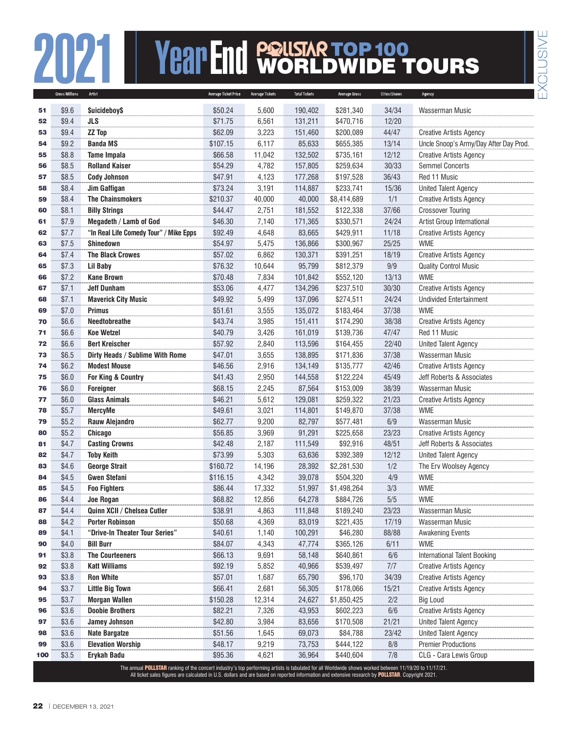# 2021 Year End POLLSTAR TOP 100 WORLDWIDE TOURS

EXCLUSIVE

| | Gross/Millions | Artist | Average Ticket Price | Average Tickets | Total Tickets | Average Gross | Cities/Shows | Agency |
|---|---|---|---|---|---|---|---|---|
| 51 | $9.6 | $uicideboy$ | $50.24 | 5,600 | 190,402 | $281,340 | 34/34 | Wasserman Music |
| 52 | $9.4 | JLS | $71.75 | 6,561 | 131,211 | $470,716 | 12/20 | |
| 53 | $9.4 | ZZ Top | $62.09 | 3,223 | 151,460 | $200,089 | 44/47 | Creative Artists Agency |
| 54 | $9.2 | Banda MS | $107.15 | 6,117 | 85,633 | $655,385 | 13/14 | Uncle Snoop's Army/Day After Day Prod. |
| 55 | $8.8 | Tame Impala | $66.58 | 11,042 | 132,502 | $735,161 | 12/12 | Creative Artists Agency |
| 56 | $8.5 | Rolland Kaiser | $54.29 | 4,782 | 157,805 | $259,634 | 30/33 | Semmel Concerts |
| 57 | $8.5 | Cody Johnson | $47.91 | 4,123 | 177,268 | $197,528 | 36/43 | Red 11 Music |
| 58 | $8.4 | Jim Gaffigan | $73.24 | 3,191 | 114,887 | $233,741 | 15/36 | United Talent Agency |
| 59 | $8.4 | The Chainsmokers | $210.37 | 40,000 | 40,000 | $8,414,689 | 1/1 | Creative Artists Agency |
| 60 | $8.1 | Billy Strings | $44.47 | 2,751 | 181,552 | $122,338 | 37/66 | Crossover Touring |
| 61 | $7.9 | Megadeth / Lamb of God | $46.30 | 7,140 | 171,365 | $330,571 | 24/24 | Artist Group International |
| 62 | $7.7 | "In Real Life Comedy Tour" / Mike Epps | $92.49 | 4,648 | 83,665 | $429,911 | 11/18 | Creative Artists Agency |
| 63 | $7.5 | Shinedown | $54.97 | 5,475 | 136,866 | $300,967 | 25/25 | WME |
| 64 | $7.4 | The Black Crowes | $57.02 | 6,862 | 130,371 | $391,251 | 18/19 | Creative Artists Agency |
| 65 | $7.3 | Lil Baby | $76.32 | 10,644 | 95,799 | $812,379 | 9/9 | Quality Control Music |
| 66 | $7.2 | Kane Brown | $70.48 | 7,834 | 101,842 | $552,120 | 13/13 | WME |
| 67 | $7.1 | Jeff Dunham | $53.06 | 4,477 | 134,296 | $237,510 | 30/30 | Creative Artists Agency |
| 68 | $7.1 | Maverick City Music | $49.92 | 5,499 | 137,096 | $274,511 | 24/24 | Undivided Entertainment |
| 69 | $7.0 | Primus | $51.61 | 3,555 | 135,072 | $183,464 | 37/38 | WME |
| 70 | $6.6 | Needtobreathe | $43.74 | 3,985 | 151,411 | $174,290 | 38/38 | Creative Artists Agency |
| 71 | $6.6 | Koe Wetzel | $40.79 | 3,426 | 161,019 | $139,736 | 47/47 | Red 11 Music |
| 72 | $6.6 | Bert Kreischer | $57.92 | 2,840 | 113,596 | $164,455 | 22/40 | United Talent Agency |
| 73 | $6.5 | Dirty Heads / Sublime With Rome | $47.01 | 3,655 | 138,895 | $171,836 | 37/38 | Wasserman Music |
| 74 | $6.2 | Modest Mouse | $46.56 | 2,916 | 134,149 | $135,777 | 42/46 | Creative Artists Agency |
| 75 | $6.0 | For King & Country | $41.43 | 2,950 | 144,558 | $122,224 | 45/49 | Jeff Roberts & Associates |
| 76 | $6.0 | Foreigner | $68.15 | 2,245 | 87,564 | $153,009 | 38/39 | Wasserman Music |
| 77 | $6.0 | Glass Animals | $46.21 | 5,612 | 129,081 | $259,322 | 21/23 | Creative Artists Agency |
| 78 | $5.7 | MercyMe | $49.61 | 3,021 | 114,801 | $149,870 | 37/38 | WME |
| 79 | $5.2 | Rauw Alejandro | $62.77 | 9,200 | 82,797 | $577,481 | 6/9 | Wasserman Music |
| 80 | $5.2 | Chicago | $56.85 | 3,969 | 91,291 | $225,658 | 23/23 | Creative Artists Agency |
| 81 | $4.7 | Casting Crowns | $42.48 | 2,187 | 111,549 | $92,916 | 48/51 | Jeff Roberts & Associates |
| 82 | $4.7 | Toby Keith | $73.99 | 5,303 | 63,636 | $392,389 | 12/12 | United Talent Agency |
| 83 | $4.6 | George Strait | $160.72 | 14,196 | 28,392 | $2,281,530 | 1/2 | The Erv Woolsey Agency |
| 84 | $4.5 | Gwen Stefani | $116.15 | 4,342 | 39,078 | $504,320 | 4/9 | WME |
| 85 | $4.5 | Foo Fighters | $86.44 | 17,332 | 51,997 | $1,498,264 | 3/3 | WME |
| 86 | $4.4 | Joe Rogan | $68.82 | 12,856 | 64,278 | $884,726 | 5/5 | WME |
| 87 | $4.4 | Quinn XCII / Chelsea Cutler | $38.91 | 4,863 | 111,848 | $189,240 | 23/23 | Wasserman Music |
| 88 | $4.2 | Porter Robinson | $50.68 | 4,369 | 83,019 | $221,435 | 17/19 | Wasserman Music |
| 89 | $4.1 | "Drive-In Theater Tour Series" | $40.61 | 1,140 | 100,291 | $46,280 | 88/88 | Awakening Events |
| 90 | $4.0 | Bill Burr | $84.07 | 4,343 | 47,774 | $365,126 | 6/11 | WME |
| 91 | $3.8 | The Courteeners | $66.13 | 9,691 | 58,148 | $640,861 | 6/6 | International Talent Booking |
| 92 | $3.8 | Katt Williams | $92.19 | 5,852 | 40,966 | $539,497 | 7/7 | Creative Artists Agency |
| 93 | $3.8 | Ron White | $57.01 | 1,687 | 65,790 | $96,170 | 34/39 | Creative Artists Agency |
| 94 | $3.7 | Little Big Town | $66.41 | 2,681 | 56,305 | $178,066 | 15/21 | Creative Artists Agency |
| 95 | $3.7 | Morgan Wallen | $150.28 | 12,314 | 24,627 | $1,850,425 | 2/2 | Big Loud |
| 96 | $3.6 | Doobie Brothers | $82.21 | 7,326 | 43,953 | $602,223 | 6/6 | Creative Artists Agency |
| 97 | $3.6 | Jamey Johnson | $42.80 | 3,984 | 83,656 | $170,508 | 21/21 | United Talent Agency |
| 98 | $3.6 | Nate Bargatze | $51.56 | 1,645 | 69,073 | $84,788 | 23/42 | United Talent Agency |
| 99 | $3.6 | Elevation Worship | $48.17 | 9,219 | 73,753 | $444,122 | 8/8 | Premier Productions |
| 100 | $3.5 | Erykah Badu | $95.36 | 4,621 | 36,964 | $440,604 | 7/8 | CLG - Cara Lewis Group |

The annual **POLLSTAR** ranking of the concert industry's top performing artists is tabulated for all Worldwide shows worked between 11/19/20 to 11/17/21. All ticket sales figures are calculated in U.S. dollars and are based on reported information and extensive research by **POLLSTAR**. Copyright 2021.